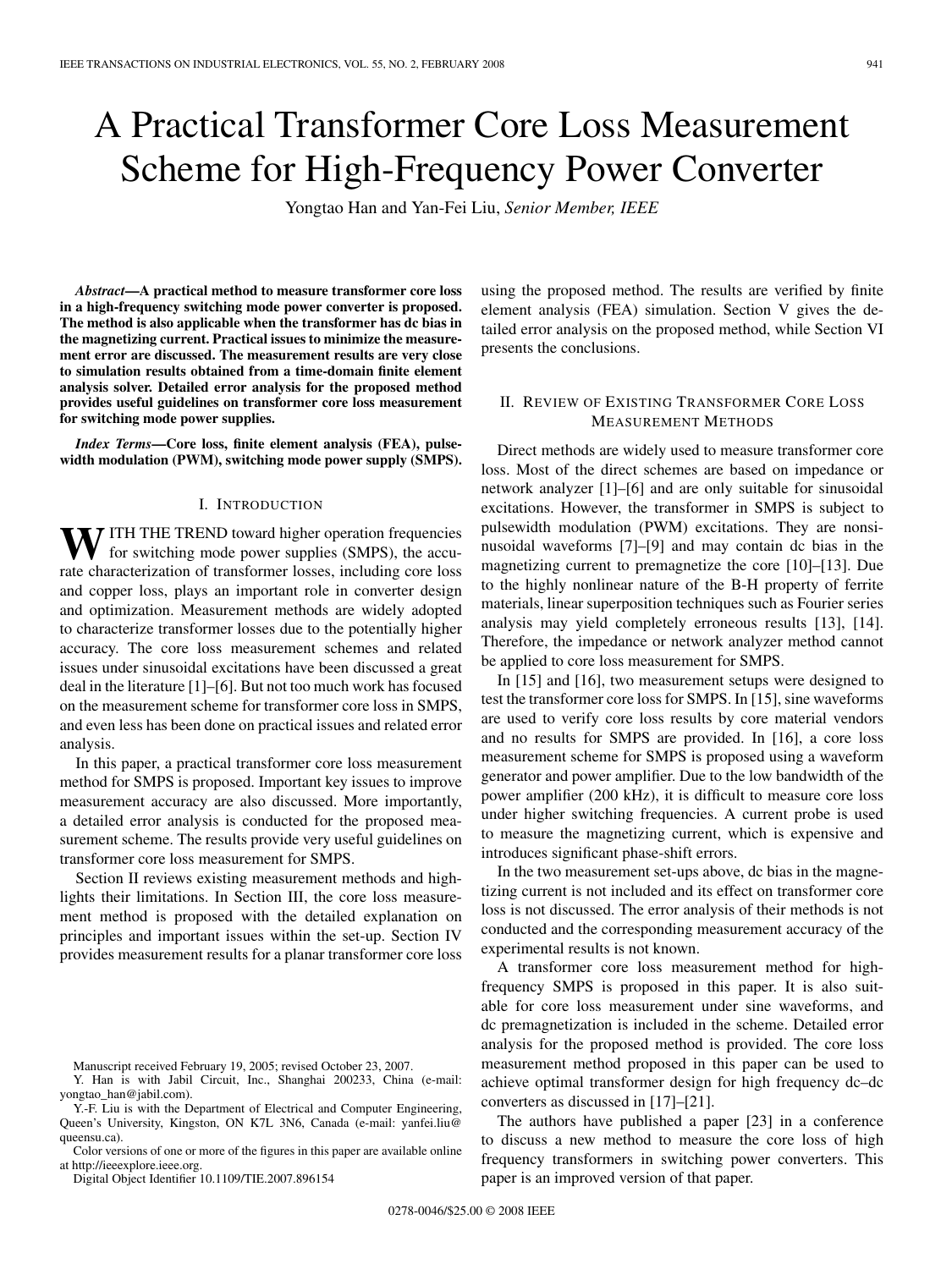# A Practical Transformer Core Loss Measurement Scheme for High-Frequency Power Converter

Yongtao Han and Yan-Fei Liu, *Senior Member, IEEE*

***Abstract*—A practical method to measure transformer core loss in a high-frequency switching mode power converter is proposed. The method is also applicable when the transformer has dc bias in the magnetizing current. Practical issues to minimize the measurement error are discussed. The measurement results are very close to simulation results obtained from a time-domain finite element analysis solver. Detailed error analysis for the proposed method provides useful guidelines on transformer core loss measurement for switching mode power supplies.**

***Index Terms*—Core loss, finite element analysis (FEA), pulsewidth modulation (PWM), switching mode power supply (SMPS).**

## I. Introduction

With the trend toward higher operation frequencies for switching mode power supplies (SMPS), the accurate characterization of transformer losses, including core loss and copper loss, plays an important role in converter design and optimization. Measurement methods are widely adopted to characterize transformer losses due to the potentially higher accuracy. The core loss measurement schemes and related issues under sinusoidal excitations have been discussed a great deal in the literature [1]–[6]. But not too much work has focused on the measurement scheme for transformer core loss in SMPS, and even less has been done on practical issues and related error analysis.

In this paper, a practical transformer core loss measurement method for SMPS is proposed. Important key issues to improve measurement accuracy are also discussed. More importantly, a detailed error analysis is conducted for the proposed measurement scheme. The results provide very useful guidelines on transformer core loss measurement for SMPS.

Section II reviews existing measurement methods and highlights their limitations. In Section III, the core loss measurement method is proposed with the detailed explanation on principles and important issues within the set-up. Section IV provides measurement results for a planar transformer core loss using the proposed method. The results are verified by finite element analysis (FEA) simulation. Section V gives the detailed error analysis on the proposed method, while Section VI presents the conclusions.

## II. Review of Existing Transformer Core Loss Measurement Methods

Direct methods are widely used to measure transformer core loss. Most of the direct schemes are based on impedance or network analyzer [1]–[6] and are only suitable for sinusoidal excitations. However, the transformer in SMPS is subject to pulsewidth modulation (PWM) excitations. They are nonsinusoidal waveforms [7]–[9] and may contain dc bias in the magnetizing current to premagnetize the core [10]–[13]. Due to the highly nonlinear nature of the B-H property of ferrite materials, linear superposition techniques such as Fourier series analysis may yield completely erroneous results [13], [14]. Therefore, the impedance or network analyzer method cannot be applied to core loss measurement for SMPS.

In [15] and [16], two measurement setups were designed to test the transformer core loss for SMPS. In [15], sine waveforms are used to verify core loss results by core material vendors and no results for SMPS are provided. In [16], a core loss measurement scheme for SMPS is proposed using a waveform generator and power amplifier. Due to the low bandwidth of the power amplifier (200 kHz), it is difficult to measure core loss under higher switching frequencies. A current probe is used to measure the magnetizing current, which is expensive and introduces significant phase-shift errors.

In the two measurement set-ups above, dc bias in the magnetizing current is not included and its effect on transformer core loss is not discussed. The error analysis of their methods is not conducted and the corresponding measurement accuracy of the experimental results is not known.

A transformer core loss measurement method for high-frequency SMPS is proposed in this paper. It is also suitable for core loss measurement under sine waveforms, and dc premagnetization is included in the scheme. Detailed error analysis for the proposed method is provided. The core loss measurement method proposed in this paper can be used to achieve optimal transformer design for high frequency dc–dc converters as discussed in [17]–[21].

The authors have published a paper [23] in a conference to discuss a new method to measure the core loss of high frequency transformers in switching power converters. This paper is an improved version of that paper.

Manuscript received February 19, 2005; revised October 23, 2007.

Y. Han is with Jabil Circuit, Inc., Shanghai 200233, China (e-mail: yongtao_han@jabil.com).

Y.-F. Liu is with the Department of Electrical and Computer Engineering, Queen's University, Kingston, ON K7L 3N6, Canada (e-mail: yanfei.liu@queensu.ca).

Color versions of one or more of the figures in this paper are available online at http://ieeexplore.ieee.org.

Digital Object Identifier 10.1109/TIE.2007.896154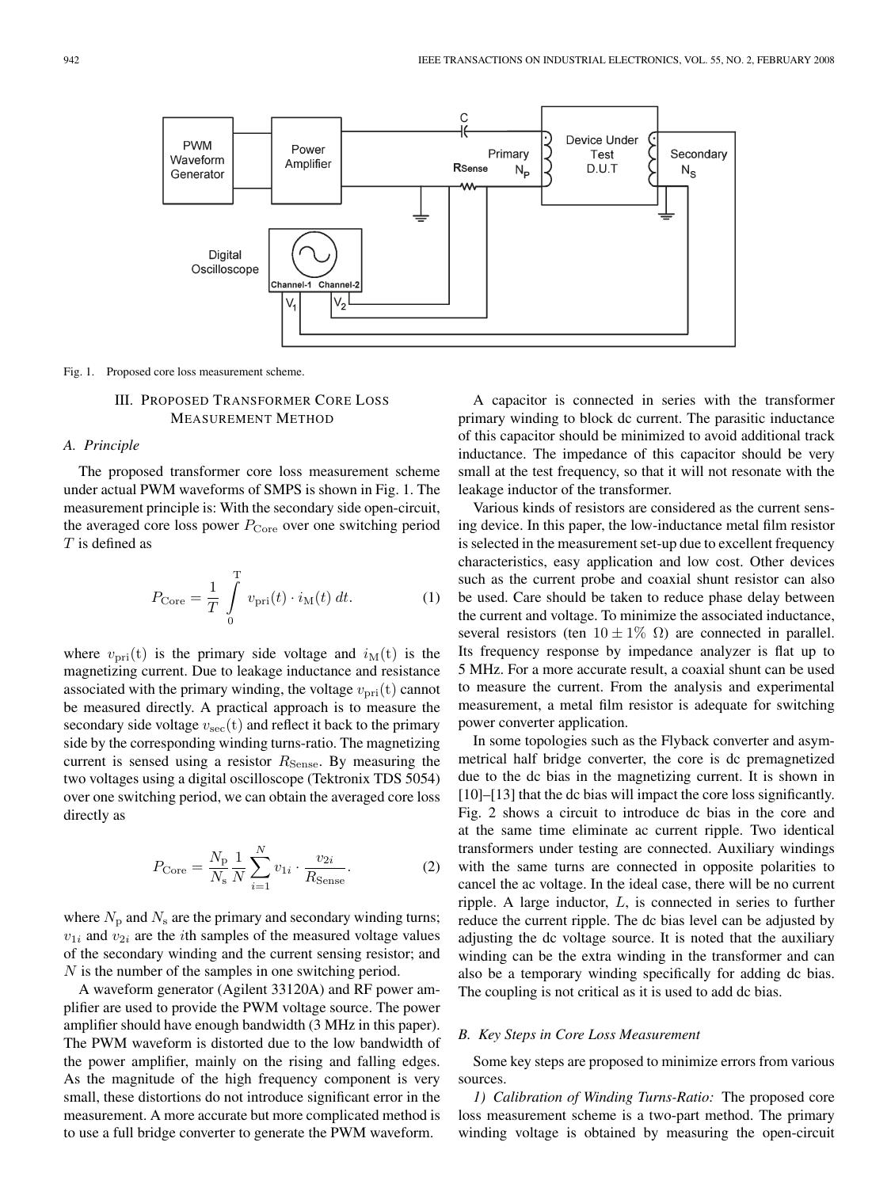PWM
Waveform
Generator

Power
Amplifier

C

Primary
$N_P$

$R_{Sense}$

Device Under
Test
D.U.T

Secondary
$N_S$

Digital
Oscilloscope

Channel-1 Channel-2
$V_1$ $V_2$

Fig. 1. Proposed core loss measurement scheme.

## III. Proposed Transformer Core Loss Measurement Method

### A. Principle

The proposed transformer core loss measurement scheme under actual PWM waveforms of SMPS is shown in Fig. 1. The measurement principle is: With the secondary side open-circuit, the averaged core loss power $P_{\text{Core}}$ over one switching period $T$ is defined as

$$P_{\text{Core}} = \frac{1}{T} \int_0^T v_{\text{pri}}(t) \cdot i_{\text{M}}(t)\, dt. \tag{1}$$

where $v_{\text{pri}}(\text{t})$ is the primary side voltage and $i_{\text{M}}(\text{t})$ is the magnetizing current. Due to leakage inductance and resistance associated with the primary winding, the voltage $v_{\text{pri}}(\text{t})$ cannot be measured directly. A practical approach is to measure the secondary side voltage $v_{\text{sec}}(\text{t})$ and reflect it back to the primary side by the corresponding winding turns-ratio. The magnetizing current is sensed using a resistor $R_{\text{Sense}}$. By measuring the two voltages using a digital oscilloscope (Tektronix TDS 5054) over one switching period, we can obtain the averaged core loss directly as

$$P_{\text{Core}} = \frac{N_{\text{p}}}{N_{\text{s}}} \frac{1}{N} \sum_{i=1}^{N} v_{1i} \cdot \frac{v_{2i}}{R_{\text{Sense}}}. \tag{2}$$

where $N_{\text{p}}$ and $N_{\text{s}}$ are the primary and secondary winding turns; $v_{1i}$ and $v_{2i}$ are the $i$th samples of the measured voltage values of the secondary winding and the current sensing resistor; and $N$ is the number of the samples in one switching period.

A waveform generator (Agilent 33120A) and RF power amplifier are used to provide the PWM voltage source. The power amplifier should have enough bandwidth (3 MHz in this paper). The PWM waveform is distorted due to the low bandwidth of the power amplifier, mainly on the rising and falling edges. As the magnitude of the high frequency component is very small, these distortions do not introduce significant error in the measurement. A more accurate but more complicated method is to use a full bridge converter to generate the PWM waveform.

A capacitor is connected in series with the transformer primary winding to block dc current. The parasitic inductance of this capacitor should be minimized to avoid additional track inductance. The impedance of this capacitor should be very small at the test frequency, so that it will not resonate with the leakage inductor of the transformer.

Various kinds of resistors are considered as the current sensing device. In this paper, the low-inductance metal film resistor is selected in the measurement set-up due to excellent frequency characteristics, easy application and low cost. Other devices such as the current probe and coaxial shunt resistor can also be used. Care should be taken to reduce phase delay between the current and voltage. To minimize the associated inductance, several resistors (ten $10 \pm 1\%\ \Omega$) are connected in parallel. Its frequency response by impedance analyzer is flat up to 5 MHz. For a more accurate result, a coaxial shunt can be used to measure the current. From the analysis and experimental measurement, a metal film resistor is adequate for switching power converter application.

In some topologies such as the Flyback converter and asymmetrical half bridge converter, the core is dc premagnetized due to the dc bias in the magnetizing current. It is shown in [10]–[13] that the dc bias will impact the core loss significantly. Fig. 2 shows a circuit to introduce dc bias in the core and at the same time eliminate ac current ripple. Two identical transformers under testing are connected. Auxiliary windings with the same turns are connected in opposite polarities to cancel the ac voltage. In the ideal case, there will be no current ripple. A large inductor, $L$, is connected in series to further reduce the current ripple. The dc bias level can be adjusted by adjusting the dc voltage source. It is noted that the auxiliary winding can be the extra winding in the transformer and can also be a temporary winding specifically for adding dc bias. The coupling is not critical as it is used to add dc bias.

### B. Key Steps in Core Loss Measurement

Some key steps are proposed to minimize errors from various sources.

*1) Calibration of Winding Turns-Ratio:* The proposed core loss measurement scheme is a two-part method. The primary winding voltage is obtained by measuring the open-circuit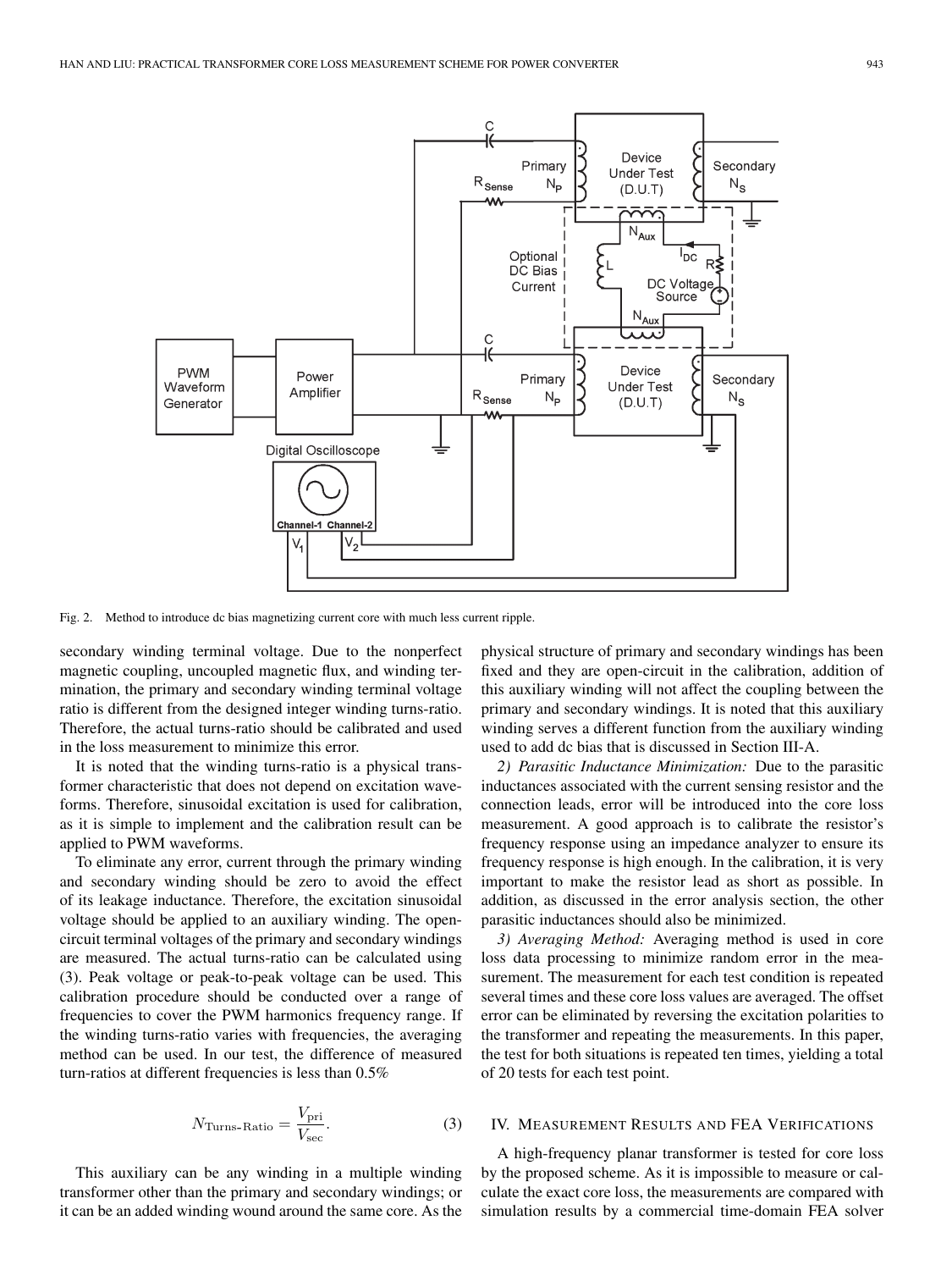Fig. 2. Method to introduce dc bias magnetizing current core with much less current ripple.

secondary winding terminal voltage. Due to the nonperfect magnetic coupling, uncoupled magnetic flux, and winding termination, the primary and secondary winding terminal voltage ratio is different from the designed integer winding turns-ratio. Therefore, the actual turns-ratio should be calibrated and used in the loss measurement to minimize this error.

It is noted that the winding turns-ratio is a physical transformer characteristic that does not depend on excitation waveforms. Therefore, sinusoidal excitation is used for calibration, as it is simple to implement and the calibration result can be applied to PWM waveforms.

To eliminate any error, current through the primary winding and secondary winding should be zero to avoid the effect of its leakage inductance. Therefore, the excitation sinusoidal voltage should be applied to an auxiliary winding. The open-circuit terminal voltages of the primary and secondary windings are measured. The actual turns-ratio can be calculated using (3). Peak voltage or peak-to-peak voltage can be used. This calibration procedure should be conducted over a range of frequencies to cover the PWM harmonics frequency range. If the winding turns-ratio varies with frequencies, the averaging method can be used. In our test, the difference of measured turn-ratios at different frequencies is less than 0.5%

$$N_{\text{Turns-Ratio}} = \frac{V_{\text{pri}}}{V_{\text{sec}}}. \tag{3}$$

This auxiliary can be any winding in a multiple winding transformer other than the primary and secondary windings; or it can be an added winding wound around the same core. As the physical structure of primary and secondary windings has been fixed and they are open-circuit in the calibration, addition of this auxiliary winding will not affect the coupling between the primary and secondary windings. It is noted that this auxiliary winding serves a different function from the auxiliary winding used to add dc bias that is discussed in Section III-A.

*2) Parasitic Inductance Minimization:* Due to the parasitic inductances associated with the current sensing resistor and the connection leads, error will be introduced into the core loss measurement. A good approach is to calibrate the resistor's frequency response using an impedance analyzer to ensure its frequency response is high enough. In the calibration, it is very important to make the resistor lead as short as possible. In addition, as discussed in the error analysis section, the other parasitic inductances should also be minimized.

*3) Averaging Method:* Averaging method is used in core loss data processing to minimize random error in the measurement. The measurement for each test condition is repeated several times and these core loss values are averaged. The offset error can be eliminated by reversing the excitation polarities to the transformer and repeating the measurements. In this paper, the test for both situations is repeated ten times, yielding a total of 20 tests for each test point.

## IV. Measurement Results and FEA Verifications

A high-frequency planar transformer is tested for core loss by the proposed scheme. As it is impossible to measure or calculate the exact core loss, the measurements are compared with simulation results by a commercial time-domain FEA solver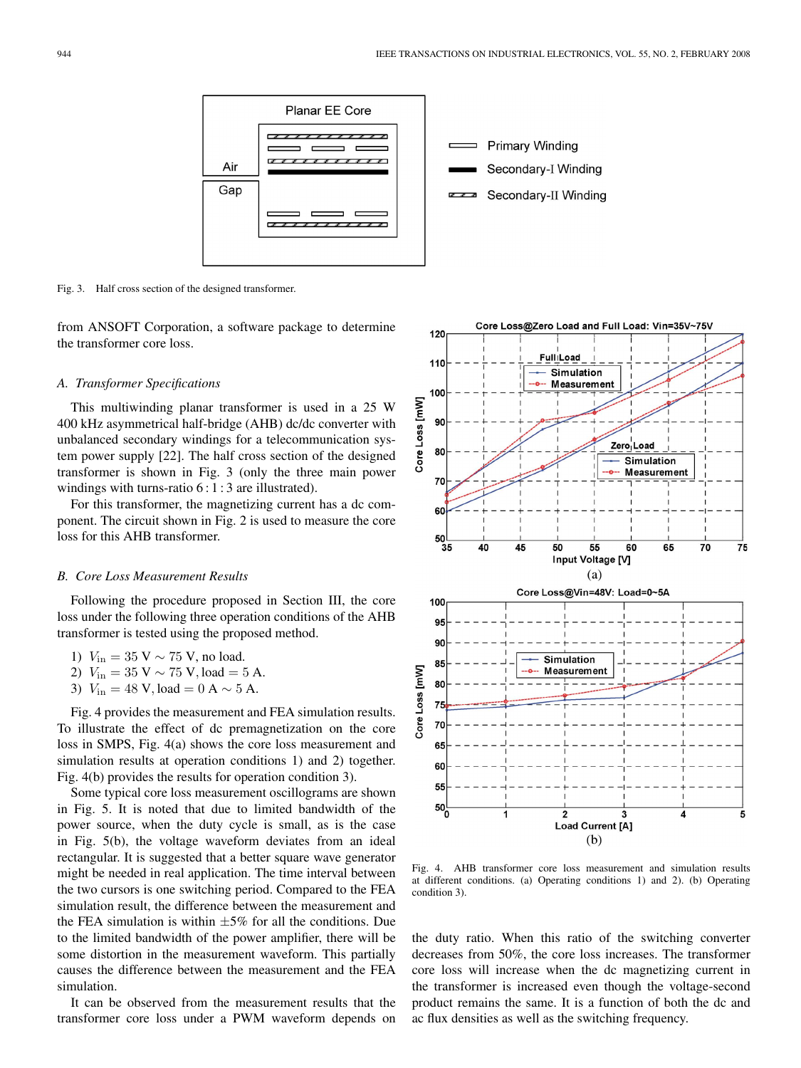Fig. 3. Half cross section of the designed transformer.

from ANSOFT Corporation, a software package to determine the transformer core loss.

### A. Transformer Specifications

This multiwinding planar transformer is used in a 25 W 400 kHz asymmetrical half-bridge (AHB) dc/dc converter with unbalanced secondary windings for a telecommunication system power supply [22]. The half cross section of the designed transformer is shown in Fig. 3 (only the three main power windings with turns-ratio 6 : 1 : 3 are illustrated).

For this transformer, the magnetizing current has a dc component. The circuit shown in Fig. 2 is used to measure the core loss for this AHB transformer.

### B. Core Loss Measurement Results

Following the procedure proposed in Section III, the core loss under the following three operation conditions of the AHB transformer is tested using the proposed method.

1) $V_{\text{in}} = 35\text{ V} \sim 75\text{ V}$, no load.
2) $V_{\text{in}} = 35\text{ V} \sim 75\text{ V}$, load $= 5\text{ A}$.
3) $V_{\text{in}} = 48\text{ V}$, load $= 0\text{ A} \sim 5\text{ A}$.

Fig. 4 provides the measurement and FEA simulation results. To illustrate the effect of dc premagnetization on the core loss in SMPS, Fig. 4(a) shows the core loss measurement and simulation results at operation conditions 1) and 2) together. Fig. 4(b) provides the results for operation condition 3).

Some typical core loss measurement oscillograms are shown in Fig. 5. It is noted that due to limited bandwidth of the power source, when the duty cycle is small, as is the case in Fig. 5(b), the voltage waveform deviates from an ideal rectangular. It is suggested that a better square wave generator might be needed in real application. The time interval between the two cursors is one switching period. Compared to the FEA simulation result, the difference between the measurement and the FEA simulation is within $\pm 5\%$ for all the conditions. Due to the limited bandwidth of the power amplifier, there will be some distortion in the measurement waveform. This partially causes the difference between the measurement and the FEA simulation.

It can be observed from the measurement results that the transformer core loss under a PWM waveform depends on the duty ratio. When this ratio of the switching converter decreases from 50%, the core loss increases. The transformer core loss will increase when the dc magnetizing current in the transformer is increased even though the voltage-second product remains the same. It is a function of both the dc and ac flux densities as well as the switching frequency.

Fig. 4. AHB transformer core loss measurement and simulation results at different conditions. (a) Operating conditions 1) and 2). (b) Operating condition 3).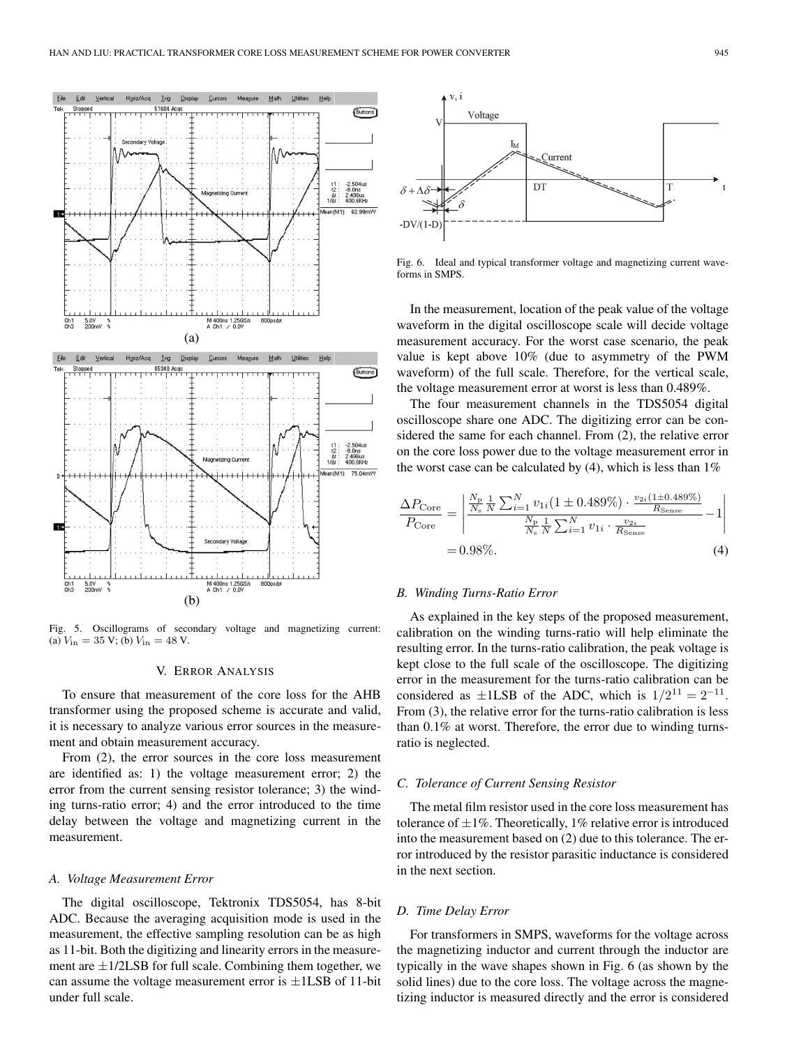Fig. 5. Oscillograms of secondary voltage and magnetizing current: (a) $V_{\text{in}} = 35$ V; (b) $V_{\text{in}} = 48$ V.

Fig. 6. Ideal and typical transformer voltage and magnetizing current waveforms in SMPS.

## V. Error Analysis

To ensure that measurement of the core loss for the AHB transformer using the proposed scheme is accurate and valid, it is necessary to analyze various error sources in the measurement and obtain measurement accuracy.

From (2), the error sources in the core loss measurement are identified as: 1) the voltage measurement error; 2) the error from the current sensing resistor tolerance; 3) the winding turns-ratio error; 4) and the error introduced to the time delay between the voltage and magnetizing current in the measurement.

### A. Voltage Measurement Error

The digital oscilloscope, Tektronix TDS5054, has 8-bit ADC. Because the averaging acquisition mode is used in the measurement, the effective sampling resolution can be as high as 11-bit. Both the digitizing and linearity errors in the measurement are $\pm 1/2$LSB for full scale. Combining them together, we can assume the voltage measurement error is $\pm 1$LSB of 11-bit under full scale.

In the measurement, location of the peak value of the voltage waveform in the digital oscilloscope scale will decide voltage measurement accuracy. For the worst case scenario, the peak value is kept above 10% (due to asymmetry of the PWM waveform) of the full scale. Therefore, for the vertical scale, the voltage measurement error at worst is less than 0.489%.

The four measurement channels in the TDS5054 digital oscilloscope share one ADC. The digitizing error can be considered the same for each channel. From (2), the relative error on the core loss power due to the voltage measurement error in the worst case can be calculated by (4), which is less than 1%

$$\frac{\Delta P_{\text{Core}}}{P_{\text{Core}}} = \left| \frac{\frac{N_{\text{p}}}{N_{\text{s}}} \frac{1}{N} \sum_{i=1}^{N} v_{1i}(1 \pm 0.489\%) \cdot \frac{v_{2i}(1 \pm 0.489\%)}{R_{\text{Sense}}}}{\frac{N_{\text{p}}}{N_{\text{s}}} \frac{1}{N} \sum_{i=1}^{N} v_{1i} \cdot \frac{v_{2i}}{R_{\text{Sense}}}} - 1 \right| = 0.98\%. \tag{4}$$

### B. Winding Turns-Ratio Error

As explained in the key steps of the proposed measurement, calibration on the winding turns-ratio will help eliminate the resulting error. In the turns-ratio calibration, the peak voltage is kept close to the full scale of the oscilloscope. The digitizing error in the measurement for the turns-ratio calibration can be considered as $\pm 1$LSB of the ADC, which is $1/2^{11} = 2^{-11}$. From (3), the relative error for the turns-ratio calibration is less than 0.1% at worst. Therefore, the error due to winding turns-ratio is neglected.

### C. Tolerance of Current Sensing Resistor

The metal film resistor used in the core loss measurement has tolerance of $\pm 1\%$. Theoretically, 1% relative error is introduced into the measurement based on (2) due to this tolerance. The error introduced by the resistor parasitic inductance is considered in the next section.

### D. Time Delay Error

For transformers in SMPS, waveforms for the voltage across the magnetizing inductor and current through the inductor are typically in the wave shapes shown in Fig. 6 (as shown by the solid lines) due to the core loss. The voltage across the magnetizing inductor is measured directly and the error is considered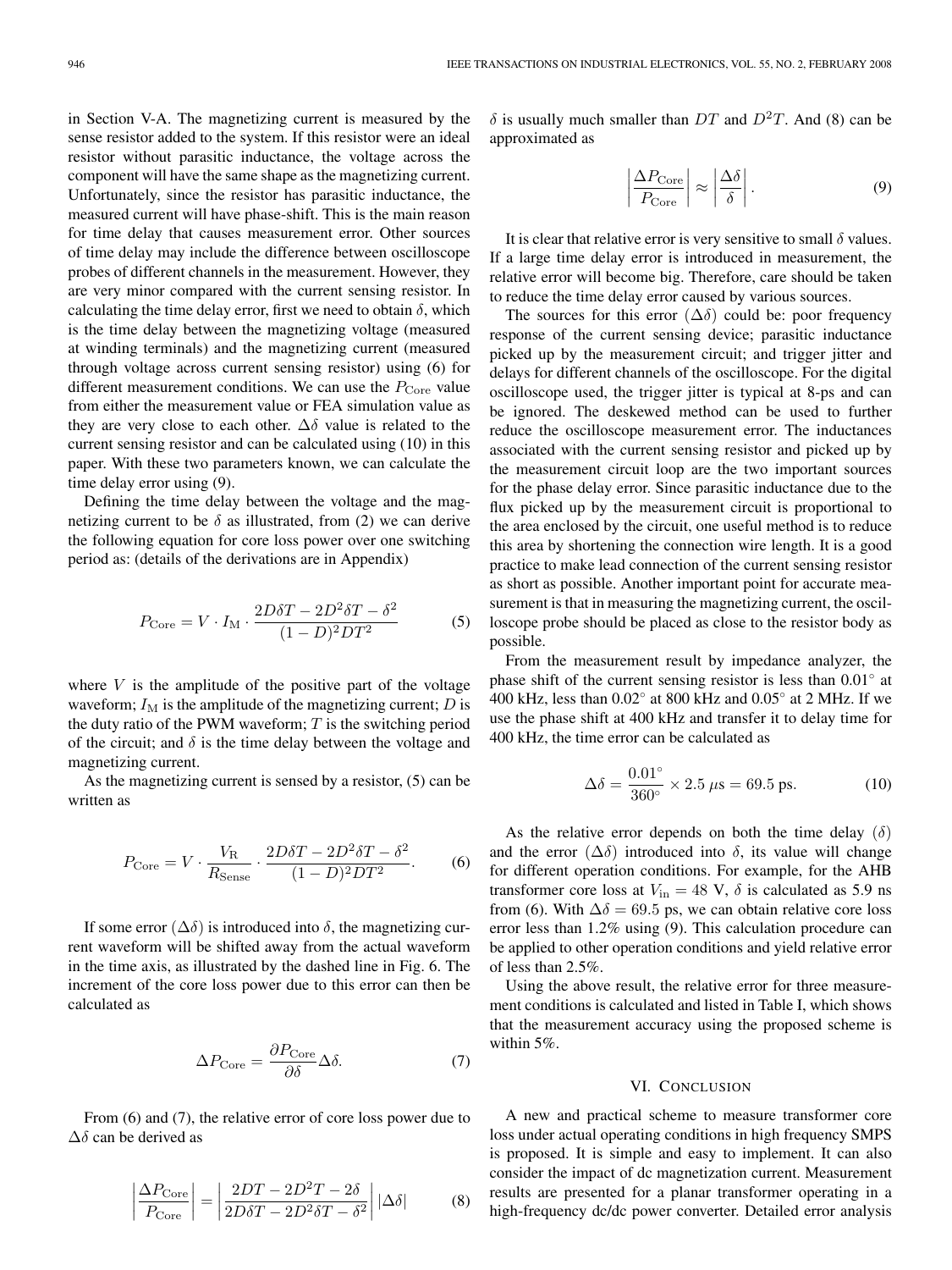in Section V-A. The magnetizing current is measured by the sense resistor added to the system. If this resistor were an ideal resistor without parasitic inductance, the voltage across the component will have the same shape as the magnetizing current. Unfortunately, since the resistor has parasitic inductance, the measured current will have phase-shift. This is the main reason for time delay that causes measurement error. Other sources of time delay may include the difference between oscilloscope probes of different channels in the measurement. However, they are very minor compared with the current sensing resistor. In calculating the time delay error, first we need to obtain $\delta$, which is the time delay between the magnetizing voltage (measured at winding terminals) and the magnetizing current (measured through voltage across current sensing resistor) using (6) for different measurement conditions. We can use the $P_{\mathrm{Core}}$ value from either the measurement value or FEA simulation value as they are very close to each other. $\Delta\delta$ value is related to the current sensing resistor and can be calculated using (10) in this paper. With these two parameters known, we can calculate the time delay error using (9).

Defining the time delay between the voltage and the magnetizing current to be $\delta$ as illustrated, from (2) we can derive the following equation for core loss power over one switching period as: (details of the derivations are in Appendix)

$$P_{\mathrm{Core}} = V \cdot I_{\mathrm{M}} \cdot \frac{2D\delta T - 2D^2\delta T - \delta^2}{(1-D)^2 DT^2} \tag{5}$$

where $V$ is the amplitude of the positive part of the voltage waveform; $I_{\mathrm{M}}$ is the amplitude of the magnetizing current; $D$ is the duty ratio of the PWM waveform; $T$ is the switching period of the circuit; and $\delta$ is the time delay between the voltage and magnetizing current.

As the magnetizing current is sensed by a resistor, (5) can be written as

$$P_{\mathrm{Core}} = V \cdot \frac{V_{\mathrm{R}}}{R_{\mathrm{Sense}}} \cdot \frac{2D\delta T - 2D^2\delta T - \delta^2}{(1-D)^2 DT^2}. \tag{6}$$

If some error ($\Delta\delta$) is introduced into $\delta$, the magnetizing current waveform will be shifted away from the actual waveform in the time axis, as illustrated by the dashed line in Fig. 6. The increment of the core loss power due to this error can then be calculated as

$$\Delta P_{\mathrm{Core}} = \frac{\partial P_{\mathrm{Core}}}{\partial \delta}\Delta\delta. \tag{7}$$

From (6) and (7), the relative error of core loss power due to $\Delta\delta$ can be derived as

$$\left|\frac{\Delta P_{\mathrm{Core}}}{P_{\mathrm{Core}}}\right| = \left|\frac{2DT - 2D^2T - 2\delta}{2D\delta T - 2D^2\delta T - \delta^2}\right| |\Delta\delta| \tag{8}$$

$\delta$ is usually much smaller than $DT$ and $D^2T$. And (8) can be approximated as

$$\left|\frac{\Delta P_{\mathrm{Core}}}{P_{\mathrm{Core}}}\right| \approx \left|\frac{\Delta\delta}{\delta}\right|. \tag{9}$$

It is clear that relative error is very sensitive to small $\delta$ values. If a large time delay error is introduced in measurement, the relative error will become big. Therefore, care should be taken to reduce the time delay error caused by various sources.

The sources for this error ($\Delta\delta$) could be: poor frequency response of the current sensing device; parasitic inductance picked up by the measurement circuit; and trigger jitter and delays for different channels of the oscilloscope. For the digital oscilloscope used, the trigger jitter is typical at 8-ps and can be ignored. The deskewed method can be used to further reduce the oscilloscope measurement error. The inductances associated with the current sensing resistor and picked up by the measurement circuit loop are the two important sources for the phase delay error. Since parasitic inductance due to the flux picked up by the measurement circuit is proportional to the area enclosed by the circuit, one useful method is to reduce this area by shortening the connection wire length. It is a good practice to make lead connection of the current sensing resistor as short as possible. Another important point for accurate measurement is that in measuring the magnetizing current, the oscilloscope probe should be placed as close to the resistor body as possible.

From the measurement result by impedance analyzer, the phase shift of the current sensing resistor is less than 0.01° at 400 kHz, less than 0.02° at 800 kHz and 0.05° at 2 MHz. If we use the phase shift at 400 kHz and transfer it to delay time for 400 kHz, the time error can be calculated as

$$\Delta\delta = \frac{0.01^\circ}{360^\circ} \times 2.5\ \mu\mathrm{s} = 69.5\ \mathrm{ps}. \tag{10}$$

As the relative error depends on both the time delay ($\delta$) and the error ($\Delta\delta$) introduced into $\delta$, its value will change for different operation conditions. For example, for the AHB transformer core loss at $V_{\mathrm{in}} = 48$ V, $\delta$ is calculated as 5.9 ns from (6). With $\Delta\delta = 69.5$ ps, we can obtain relative core loss error less than 1.2% using (9). This calculation procedure can be applied to other operation conditions and yield relative error of less than 2.5%.

Using the above result, the relative error for three measurement conditions is calculated and listed in Table I, which shows that the measurement accuracy using the proposed scheme is within 5%.

## VI. Conclusion

A new and practical scheme to measure transformer core loss under actual operating conditions in high frequency SMPS is proposed. It is simple and easy to implement. It can also consider the impact of dc magnetization current. Measurement results are presented for a planar transformer operating in a high-frequency dc/dc power converter. Detailed error analysis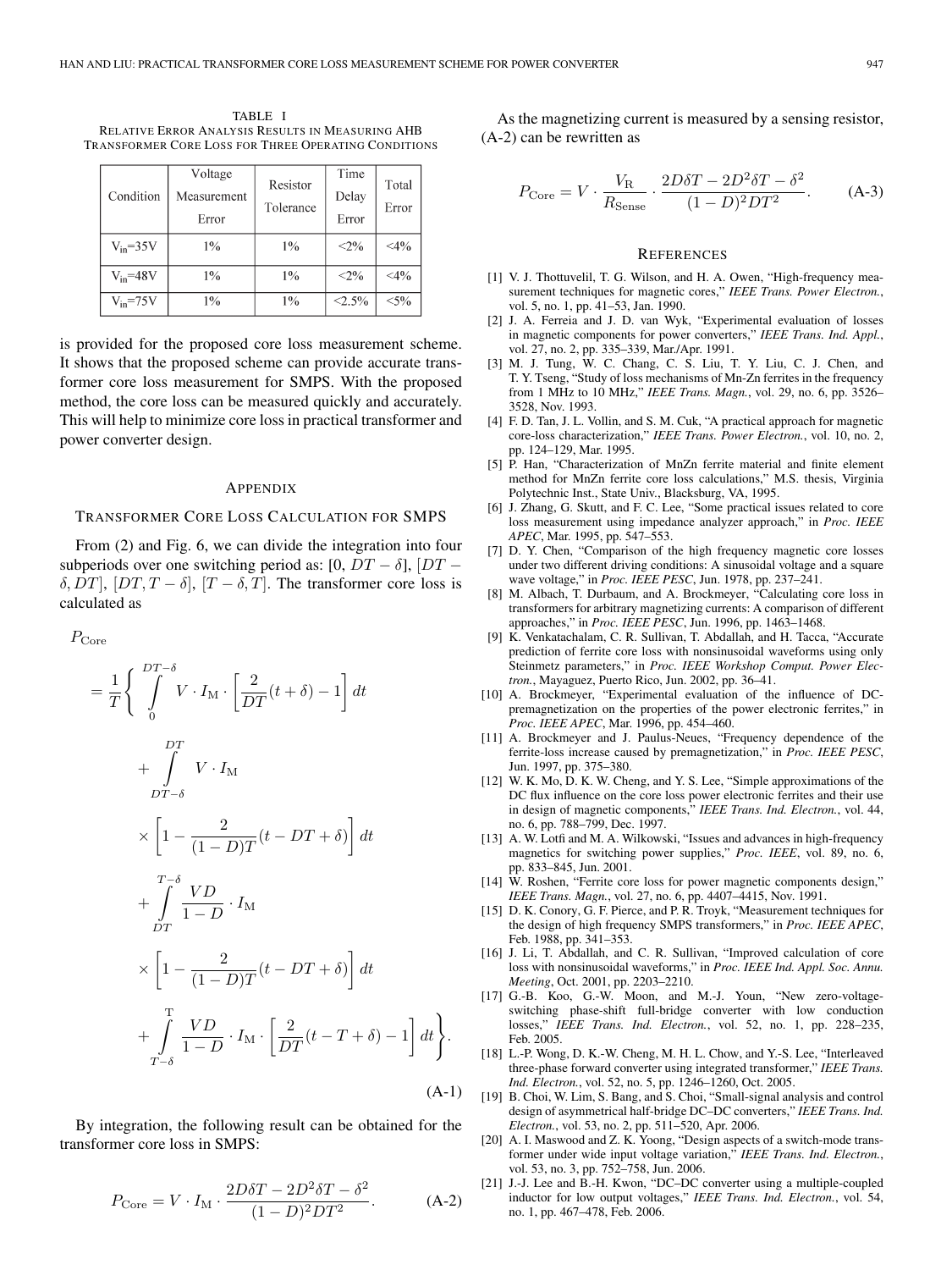TABLE I
RELATIVE ERROR ANALYSIS RESULTS IN MEASURING AHB TRANSFORMER CORE LOSS FOR THREE OPERATING CONDITIONS

| Condition | Voltage Measurement Error | Resistor Tolerance | Time Delay Error | Total Error |
|---|---|---|---|---|
| $V_{in}$=35V | 1% | 1% | <2% | <4% |
| $V_{in}$=48V | 1% | 1% | <2% | <4% |
| $V_{in}$=75V | 1% | 1% | <2.5% | <5% |

is provided for the proposed core loss measurement scheme. It shows that the proposed scheme can provide accurate transformer core loss measurement for SMPS. With the proposed method, the core loss can be measured quickly and accurately. This will help to minimize core loss in practical transformer and power converter design.

## APPENDIX

### TRANSFORMER CORE LOSS CALCULATION FOR SMPS

From (2) and Fig. 6, we can divide the integration into four subperiods over one switching period as: $[0, DT-\delta]$, $[DT-\delta, DT]$, $[DT, T-\delta]$, $[T-\delta, T]$. The transformer core loss is calculated as

$$
\begin{aligned}
P_{\text{Core}} &= \frac{1}{T}\Bigg\{ \int_0^{DT-\delta} V \cdot I_{\text{M}} \cdot \left[\frac{2}{DT}(t+\delta) - 1\right] dt \\
&\quad + \int_{DT-\delta}^{DT} V \cdot I_{\text{M}} \\
&\quad \times \left[1 - \frac{2}{(1-D)T}(t - DT + \delta)\right] dt \\
&\quad + \int_{DT}^{T-\delta} \frac{VD}{1-D} \cdot I_{\text{M}} \\
&\quad \times \left[1 - \frac{2}{(1-D)T}(t - DT + \delta)\right] dt \\
&\quad + \int_{T-\delta}^{\text{T}} \frac{VD}{1-D} \cdot I_{\text{M}} \cdot \left[\frac{2}{DT}(t - T + \delta) - 1\right] dt \Bigg\}.
\end{aligned} \tag{A-1}
$$

By integration, the following result can be obtained for the transformer core loss in SMPS:

$$
P_{\text{Core}} = V \cdot I_{\text{M}} \cdot \frac{2D\delta T - 2D^2\delta T - \delta^2}{(1-D)^2 DT^2}. \tag{A-2}
$$

As the magnetizing current is measured by a sensing resistor, (A-2) can be rewritten as

$$
P_{\text{Core}} = V \cdot \frac{V_{\text{R}}}{R_{\text{Sense}}} \cdot \frac{2D\delta T - 2D^2\delta T - \delta^2}{(1-D)^2 DT^2}. \tag{A-3}
$$

## REFERENCES

[1] V. J. Thottuvelil, T. G. Wilson, and H. A. Owen, "High-frequency measurement techniques for magnetic cores," *IEEE Trans. Power Electron.*, vol. 5, no. 1, pp. 41–53, Jan. 1990.

[2] J. A. Ferreia and J. D. van Wyk, "Experimental evaluation of losses in magnetic components for power converters," *IEEE Trans. Ind. Appl.*, vol. 27, no. 2, pp. 335–339, Mar./Apr. 1991.

[3] M. T. Tung, W. C. Chang, C. S. Liu, T. Y. Liu, C. J. Chen, and T. Y. Tseng, "Study of loss mechanisms of Mn-Zn ferrites in the frequency from 1 MHz to 10 MHz," *IEEE Trans. Magn.*, vol. 29, no. 6, pp. 3526–3528, Nov. 1993.

[4] F. D. Tan, J. L. Vollin, and S. M. Cuk, "A practical approach for magnetic core-loss characterization," *IEEE Trans. Power Electron.*, vol. 10, no. 2, pp. 124–129, Mar. 1995.

[5] P. Han, "Characterization of MnZn ferrite material and finite element method for MnZn ferrite core loss calculations," M.S. thesis, Virginia Polytechnic Inst., State Univ., Blacksburg, VA, 1995.

[6] J. Zhang, G. Skutt, and F. C. Lee, "Some practical issues related to core loss measurement using impedance analyzer approach," in *Proc. IEEE APEC*, Mar. 1995, pp. 547–553.

[7] D. Y. Chen, "Comparison of the high frequency magnetic core losses under two different driving conditions: A sinusoidal voltage and a square wave voltage," in *Proc. IEEE PESC*, Jun. 1978, pp. 237–241.

[8] M. Albach, T. Durbaum, and A. Brockmeyer, "Calculating core loss in transformers for arbitrary magnetizing currents: A comparison of different approaches," in *Proc. IEEE PESC*, Jun. 1996, pp. 1463–1468.

[9] K. Venkatachalam, C. R. Sullivan, T. Abdallah, and H. Tacca, "Accurate prediction of ferrite core loss with nonsinusoidal waveforms using only Steinmetz parameters," in *Proc. IEEE Workshop Comput. Power Electron.*, Mayaguez, Puerto Rico, Jun. 2002, pp. 36–41.

[10] A. Brockmeyer, "Experimental evaluation of the influence of DC-premagnetization on the properties of the power electronic ferrites," in *Proc. IEEE APEC*, Mar. 1996, pp. 454–460.

[11] A. Brockmeyer and J. Paulus-Neues, "Frequency dependence of the ferrite-loss increase caused by premagnetization," in *Proc. IEEE PESC*, Jun. 1997, pp. 375–380.

[12] W. K. Mo, D. K. W. Cheng, and Y. S. Lee, "Simple approximations of the DC flux influence on the core loss power electronic ferrites and their use in design of magnetic components," *IEEE Trans. Ind. Electron.*, vol. 44, no. 6, pp. 788–799, Dec. 1997.

[13] A. W. Lotfi and M. A. Wilkowski, "Issues and advances in high-frequency magnetics for switching power supplies," *Proc. IEEE*, vol. 89, no. 6, pp. 833–845, Jun. 2001.

[14] W. Roshen, "Ferrite core loss for power magnetic components design," *IEEE Trans. Magn.*, vol. 27, no. 6, pp. 4407–4415, Nov. 1991.

[15] D. K. Conory, G. F. Pierce, and P. R. Troyk, "Measurement techniques for the design of high frequency SMPS transformers," in *Proc. IEEE APEC*, Feb. 1988, pp. 341–353.

[16] J. Li, T. Abdallah, and C. R. Sullivan, "Improved calculation of core loss with nonsinusoidal waveforms," in *Proc. IEEE Ind. Appl. Soc. Annu. Meeting*, Oct. 2001, pp. 2203–2210.

[17] G.-B. Koo, G.-W. Moon, and M.-J. Youn, "New zero-voltage-switching phase-shift full-bridge converter with low conduction losses," *IEEE Trans. Ind. Electron.*, vol. 52, no. 1, pp. 228–235, Feb. 2005.

[18] L.-P. Wong, D. K.-W. Cheng, M. H. L. Chow, and Y.-S. Lee, "Interleaved three-phase forward converter using integrated transformer," *IEEE Trans. Ind. Electron.*, vol. 52, no. 5, pp. 1246–1260, Oct. 2005.

[19] B. Choi, W. Lim, S. Bang, and S. Choi, "Small-signal analysis and control design of asymmetrical half-bridge DC–DC converters," *IEEE Trans. Ind. Electron.*, vol. 53, no. 2, pp. 511–520, Apr. 2006.

[20] A. I. Maswood and Z. K. Yoong, "Design aspects of a switch-mode transformer under wide input voltage variation," *IEEE Trans. Ind. Electron.*, vol. 53, no. 3, pp. 752–758, Jun. 2006.

[21] J.-J. Lee and B.-H. Kwon, "DC–DC converter using a multiple-coupled inductor for low output voltages," *IEEE Trans. Ind. Electron.*, vol. 54, no. 1, pp. 467–478, Feb. 2006.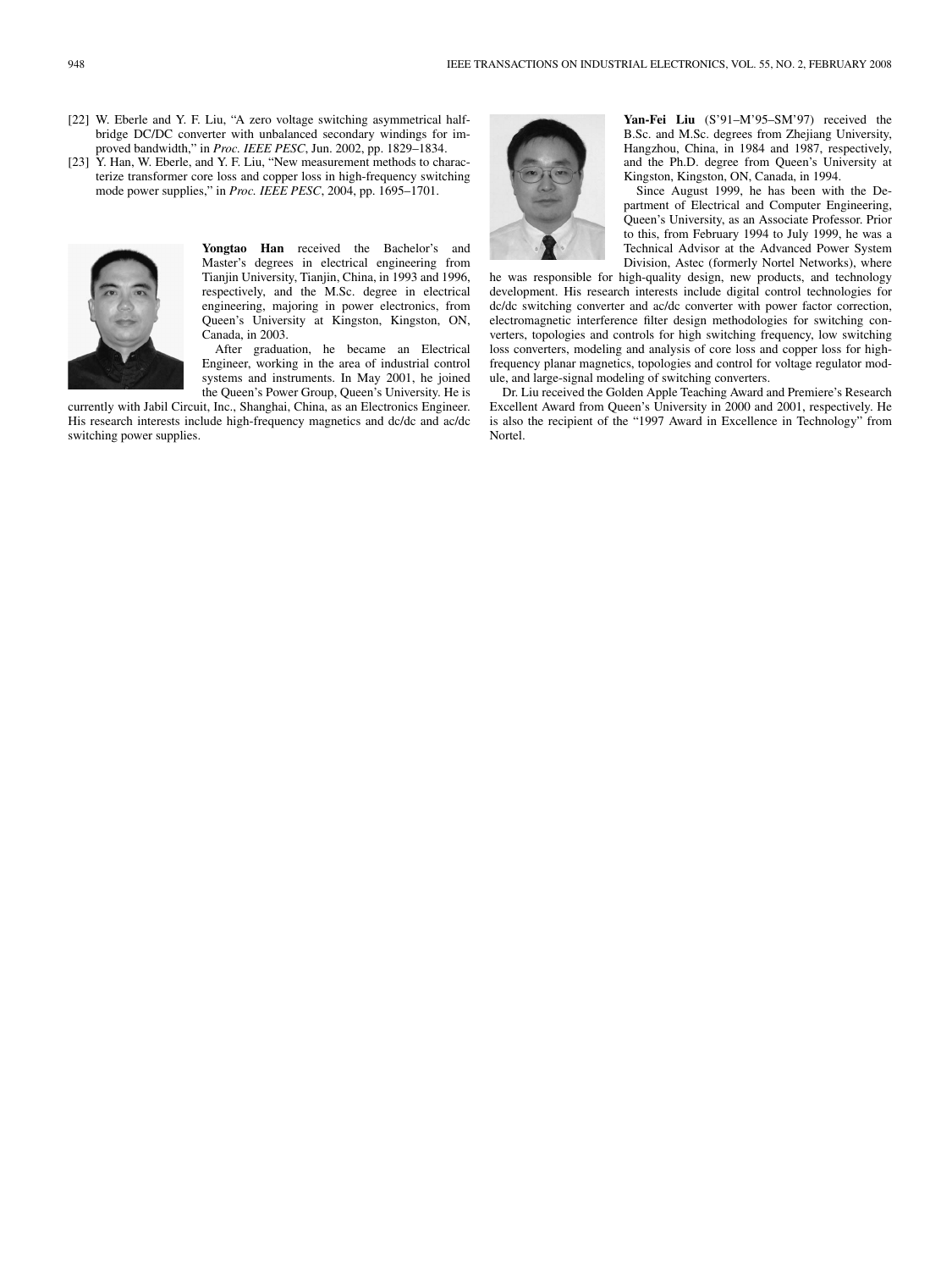[22] W. Eberle and Y. F. Liu, "A zero voltage switching asymmetrical half-bridge DC/DC converter with unbalanced secondary windings for improved bandwidth," in *Proc. IEEE PESC*, Jun. 2002, pp. 1829–1834.

[23] Y. Han, W. Eberle, and Y. F. Liu, "New measurement methods to characterize transformer core loss and copper loss in high-frequency switching mode power supplies," in *Proc. IEEE PESC*, 2004, pp. 1695–1701.

**Yongtao Han** received the Bachelor's and Master's degrees in electrical engineering from Tianjin University, Tianjin, China, in 1993 and 1996, respectively, and the M.Sc. degree in electrical engineering, majoring in power electronics, from Queen's University at Kingston, Kingston, ON, Canada, in 2003.

After graduation, he became an Electrical Engineer, working in the area of industrial control systems and instruments. In May 2001, he joined the Queen's Power Group, Queen's University. He is currently with Jabil Circuit, Inc., Shanghai, China, as an Electronics Engineer. His research interests include high-frequency magnetics and dc/dc and ac/dc switching power supplies.

**Yan-Fei Liu** (S'91–M'95–SM'97) received the B.Sc. and M.Sc. degrees from Zhejiang University, Hangzhou, China, in 1984 and 1987, respectively, and the Ph.D. degree from Queen's University at Kingston, Kingston, ON, Canada, in 1994.

Since August 1999, he has been with the Department of Electrical and Computer Engineering, Queen's University, as an Associate Professor. Prior to this, from February 1994 to July 1999, he was a Technical Advisor at the Advanced Power System Division, Astec (formerly Nortel Networks), where he was responsible for high-quality design, new products, and technology development. His research interests include digital control technologies for dc/dc switching converter and ac/dc converter with power factor correction, electromagnetic interference filter design methodologies for switching converters, topologies and controls for high switching frequency, low switching loss converters, modeling and analysis of core loss and copper loss for high-frequency planar magnetics, topologies and control for voltage regulator module, and large-signal modeling of switching converters.

Dr. Liu received the Golden Apple Teaching Award and Premiere's Research Excellent Award from Queen's University in 2000 and 2001, respectively. He is also the recipient of the "1997 Award in Excellence in Technology" from Nortel.